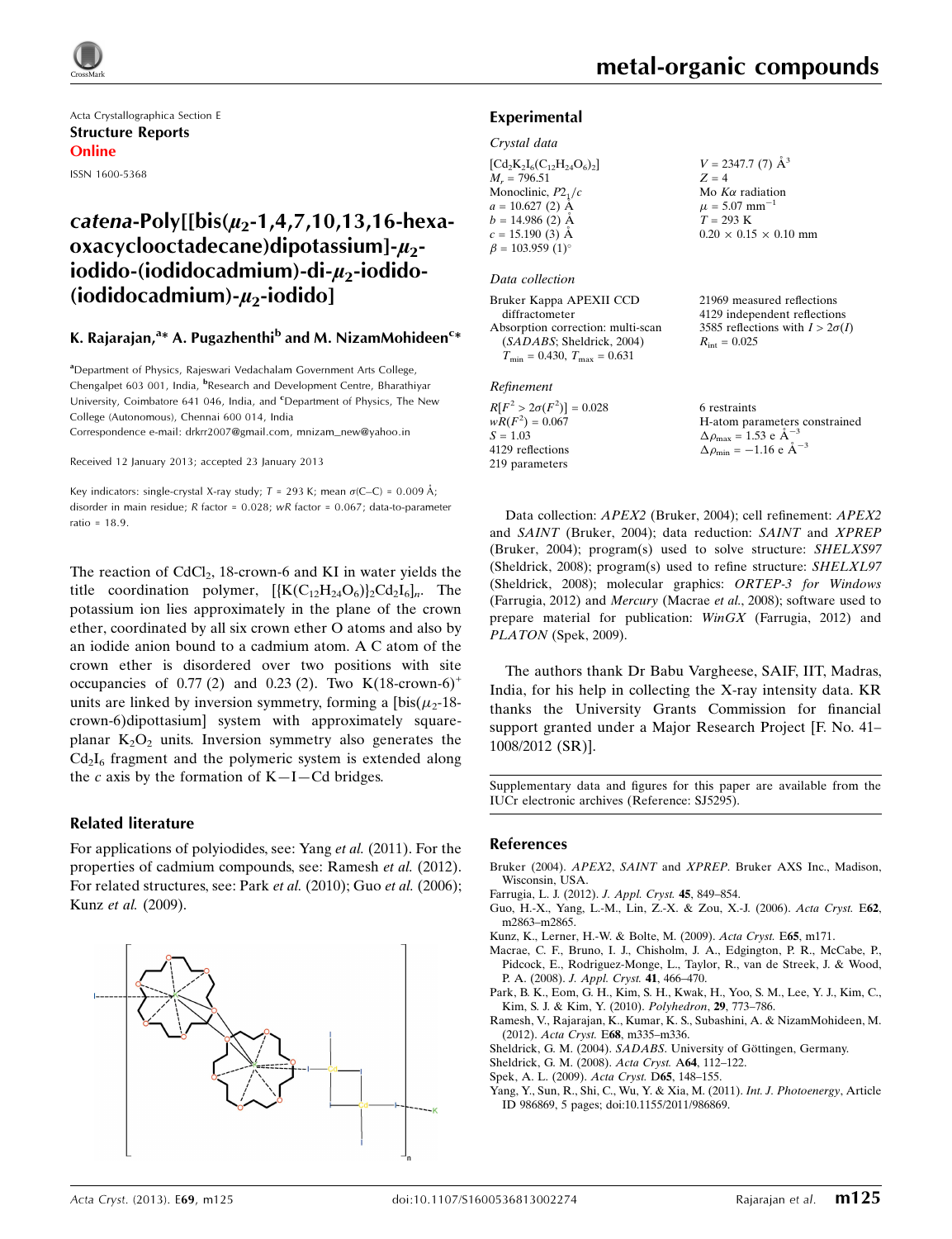Acta Crystallographica Section E
**Structure Reports Online**
ISSN 1600-5368

# catena-Poly[[bis($\mu_2$-1,4,7,10,13,16-hexaoxacyclooctadecane)dipotassium]-$\mu_2$-iodido-(iodidocadmium)-di-$\mu_2$-iodido-(iodidocadmium)-$\mu_2$-iodido]

**K. Rajarajan,[a]* A. Pugazhenthi[b] and M. NizamMohideen[c]***

[a]Department of Physics, Rajeswari Vedachalam Government Arts College, Chengalpet 603 001, India, [b]Research and Development Centre, Bharathiyar University, Coimbatore 641 046, India, and [c]Department of Physics, The New College (Autonomous), Chennai 600 014, India
Correspondence e-mail: drkrr2007@gmail.com, mnizam_new@yahoo.in

Received 12 January 2013; accepted 23 January 2013

Key indicators: single-crystal X-ray study; $T$ = 293 K; mean $\sigma$(C–C) = 0.009 Å; disorder in main residue; $R$ factor = 0.028; $wR$ factor = 0.067; data-to-parameter ratio = 18.9.

The reaction of $CdCl_2$, 18-crown-6 and KI in water yields the title coordination polymer, $[\{K(C_{12}H_{24}O_6)\}_2Cd_2I_6]_n$. The potassium ion lies approximately in the plane of the crown ether, coordinated by all six crown ether O atoms and also by an iodide anion bound to a cadmium atom. A C atom of the crown ether is disordered over two positions with site occupancies of 0.77 (2) and 0.23 (2). Two $K(18\text{-crown-6})^+$ units are linked by inversion symmetry, forming a [bis($\mu_2$-18-crown-6)dipottasium] system with approximately square-planar $K_2O_2$ units. Inversion symmetry also generates the $Cd_2I_6$ fragment and the polymeric system is extended along the $c$ axis by the formation of K—I—Cd bridges.

## Related literature

For applications of polyiodides, see: Yang *et al.* (2011). For the properties of cadmium compounds, see: Ramesh *et al.* (2012). For related structures, see: Park *et al.* (2010); Guo *et al.* (2006); Kunz *et al.* (2009).

## Experimental

### Crystal data

$[Cd_2K_2I_6(C_{12}H_{24}O_6)_2]$
$M_r$ = 796.51
Monoclinic, $P2_1/c$
$a$ = 10.627 (2) Å
$b$ = 14.986 (2) Å
$c$ = 15.190 (3) Å
$\beta$ = 103.959 (1)°
$V$ = 2347.7 (7) Å$^3$
$Z$ = 4
Mo $K\alpha$ radiation
$\mu$ = 5.07 mm$^{-1}$
$T$ = 293 K
0.20 × 0.15 × 0.10 mm

### Data collection

Bruker Kappa APEXII CCD diffractometer
Absorption correction: multi-scan (*SADABS*; Sheldrick, 2004)
$T_{min}$ = 0.430, $T_{max}$ = 0.631
21969 measured reflections
4129 independent reflections
3585 reflections with $I > 2\sigma(I)$
$R_{int}$ = 0.025

### Refinement

$R[F^2 > 2\sigma(F^2)]$ = 0.028
$wR(F^2)$ = 0.067
$S$ = 1.03
4129 reflections
219 parameters
6 restraints
H-atom parameters constrained
$\Delta\rho_{max}$ = 1.53 e Å$^{-3}$
$\Delta\rho_{min}$ = −1.16 e Å$^{-3}$

Data collection: *APEX2* (Bruker, 2004); cell refinement: *APEX2* and *SAINT* (Bruker, 2004); data reduction: *SAINT* and *XPREP* (Bruker, 2004); program(s) used to solve structure: *SHELXS97* (Sheldrick, 2008); program(s) used to refine structure: *SHELXL97* (Sheldrick, 2008); molecular graphics: *ORTEP-3 for Windows* (Farrugia, 2012) and *Mercury* (Macrae *et al.*, 2008); software used to prepare material for publication: *WinGX* (Farrugia, 2012) and *PLATON* (Spek, 2009).

The authors thank Dr Babu Vargheese, SAIF, IIT, Madras, India, for his help in collecting the X-ray intensity data. KR thanks the University Grants Commission for financial support granted under a Major Research Project [F. No. 41–1008/2012 (SR)].

Supplementary data and figures for this paper are available from the IUCr electronic archives (Reference: SJ5295).

## References

Bruker (2004). *APEX2*, *SAINT* and *XPREP*. Bruker AXS Inc., Madison, Wisconsin, USA.
Farrugia, L. J. (2012). *J. Appl. Cryst.* **45**, 849–854.
Guo, H.-X., Yang, L.-M., Lin, Z.-X. & Zou, X.-J. (2006). *Acta Cryst.* E**62**, m2863–m2865.
Kunz, K., Lerner, H.-W. & Bolte, M. (2009). *Acta Cryst.* E**65**, m171.
Macrae, C. F., Bruno, I. J., Chisholm, J. A., Edgington, P. R., McCabe, P., Pidcock, E., Rodriguez-Monge, L., Taylor, R., van de Streek, J. & Wood, P. A. (2008). *J. Appl. Cryst.* **41**, 466–470.
Park, B. K., Eom, G. H., Kim, S. H., Kwak, H., Yoo, S. M., Lee, Y. J., Kim, C., Kim, S. J. & Kim, Y. (2010). *Polyhedron*, **29**, 773–786.
Ramesh, V., Rajarajan, K., Kumar, K. S., Subashini, A. & NizamMohideen, M. (2012). *Acta Cryst.* E**68**, m335–m336.
Sheldrick, G. M. (2004). *SADABS*. University of Göttingen, Germany.
Sheldrick, G. M. (2008). *Acta Cryst.* A**64**, 112–122.
Spek, A. L. (2009). *Acta Cryst.* D**65**, 148–155.
Yang, Y., Sun, R., Shi, C., Wu, Y. & Xia, M. (2011). *Int. J. Photoenergy*, Article ID 986869, 5 pages; doi:10.1155/2011/986869.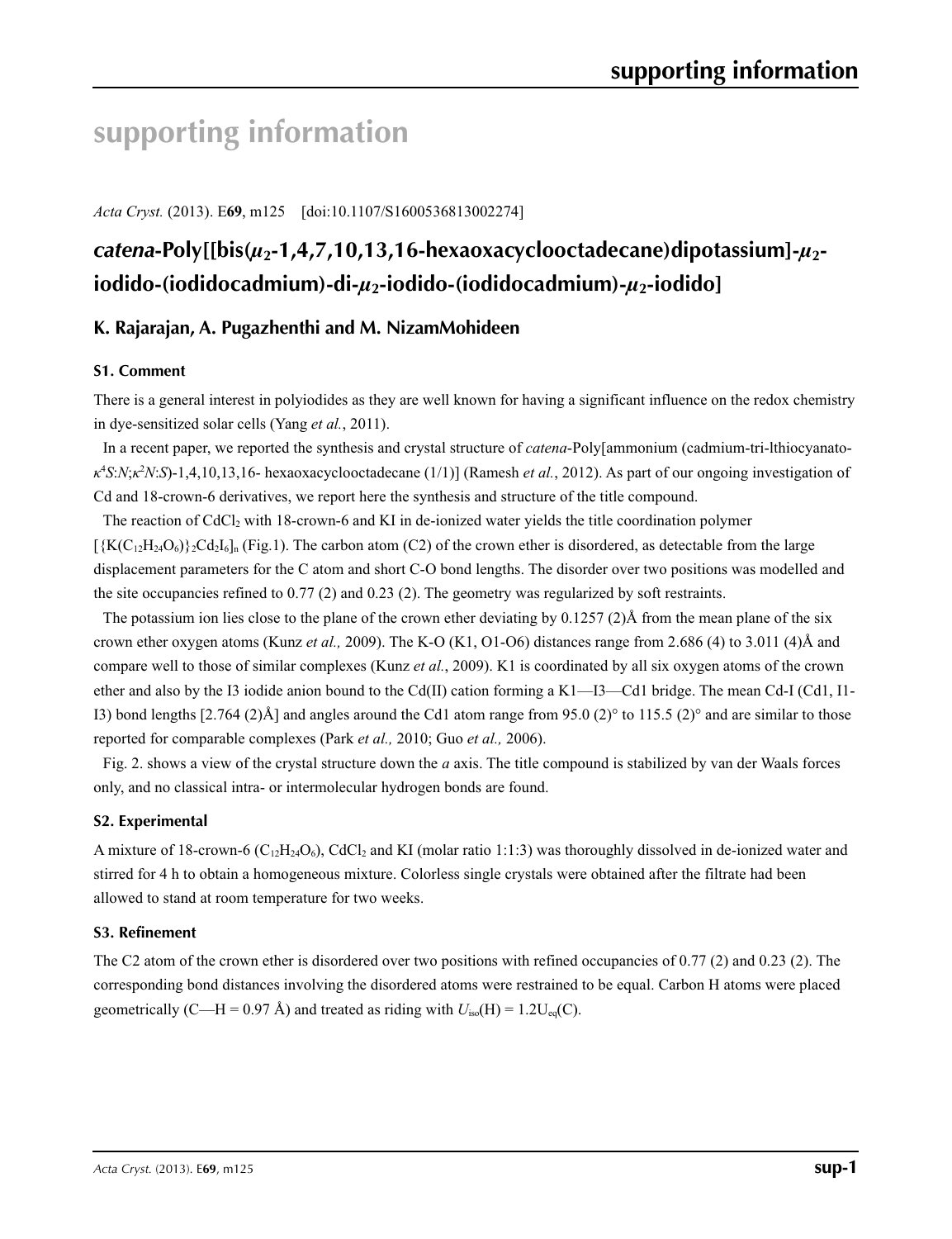# supporting information

*Acta Cryst.* (2013). E**69**, m125    [doi:10.1107/S1600536813002274]

## *catena*-Poly[[bis($\mu_2$-1,4,7,10,13,16-hexaoxacyclooctadecane)dipotassium]-$\mu_2$-iodido-(iodidocadmium)-di-$\mu_2$-iodido-(iodidocadmium)-$\mu_2$-iodido]

### K. Rajarajan, A. Pugazhenthi and M. NizamMohideen

#### S1. Comment

There is a general interest in polyiodides as they are well known for having a significant influence on the redox chemistry in dye-sensitized solar cells (Yang *et al.*, 2011).

In a recent paper, we reported the synthesis and crystal structure of *catena*-Poly[ammonium (cadmium-tri-lthiocyanato-$\kappa^4S$:$N$;$\kappa^2N$:$S$)-1,4,10,13,16- hexaoxacyclooctadecane (1/1)] (Ramesh *et al.*, 2012). As part of our ongoing investigation of Cd and 18-crown-6 derivatives, we report here the synthesis and structure of the title compound.

The reaction of $CdCl_2$ with 18-crown-6 and KI in de-ionized water yields the title coordination polymer $[\{K(C_{12}H_{24}O_6)\}_2Cd_2I_6]_n$ (Fig.1). The carbon atom (C2) of the crown ether is disordered, as detectable from the large displacement parameters for the C atom and short C-O bond lengths. The disorder over two positions was modelled and the site occupancies refined to 0.77 (2) and 0.23 (2). The geometry was regularized by soft restraints.

The potassium ion lies close to the plane of the crown ether deviating by 0.1257 (2)Å from the mean plane of the six crown ether oxygen atoms (Kunz *et al.,* 2009). The K-O (K1, O1-O6) distances range from 2.686 (4) to 3.011 (4)Å and compare well to those of similar complexes (Kunz *et al.*, 2009). K1 is coordinated by all six oxygen atoms of the crown ether and also by the I3 iodide anion bound to the Cd(II) cation forming a K1—I3—Cd1 bridge. The mean Cd-I (Cd1, I1-I3) bond lengths [2.764 (2)Å] and angles around the Cd1 atom range from 95.0 (2)° to 115.5 (2)° and are similar to those reported for comparable complexes (Park *et al.,* 2010; Guo *et al.,* 2006).

Fig. 2. shows a view of the crystal structure down the *a* axis. The title compound is stabilized by van der Waals forces only, and no classical intra- or intermolecular hydrogen bonds are found.

#### S2. Experimental

A mixture of 18-crown-6 ($C_{12}H_{24}O_6$), $CdCl_2$ and KI (molar ratio 1:1:3) was thoroughly dissolved in de-ionized water and stirred for 4 h to obtain a homogeneous mixture. Colorless single crystals were obtained after the filtrate had been allowed to stand at room temperature for two weeks.

#### S3. Refinement

The C2 atom of the crown ether is disordered over two positions with refined occupancies of 0.77 (2) and 0.23 (2). The corresponding bond distances involving the disordered atoms were restrained to be equal. Carbon H atoms were placed geometrically (C—H = 0.97 Å) and treated as riding with $U_{iso}$(H) = 1.2$U_{eq}$(C).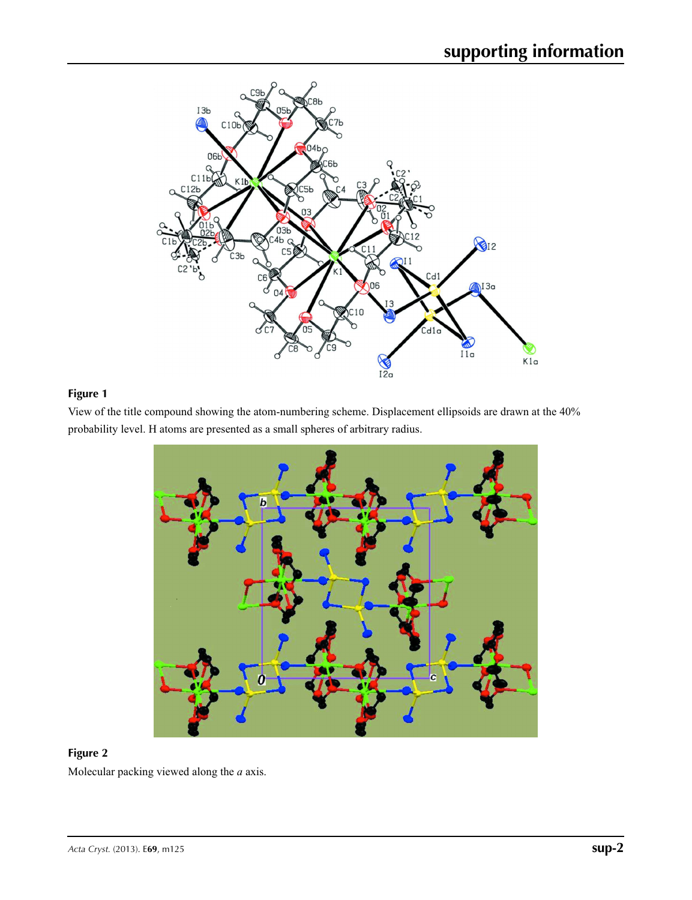**Figure 1**

View of the title compound showing the atom-numbering scheme. Displacement ellipsoids are drawn at the 40% probability level. H atoms are presented as a small spheres of arbitrary radius.

**Figure 2**

Molecular packing viewed along the *a* axis.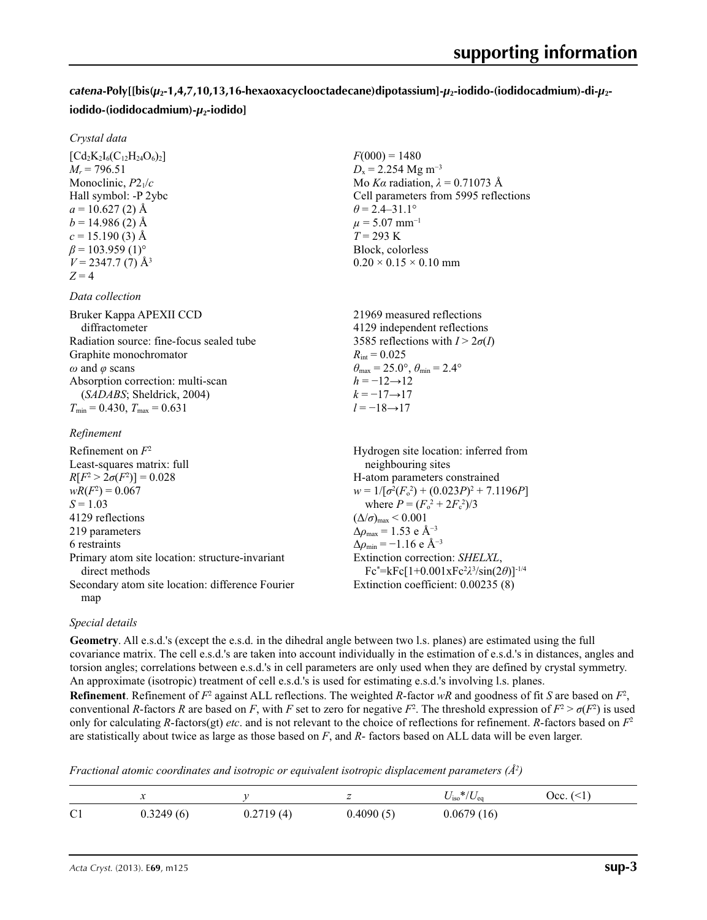## *catena*-Poly[[bis($\mu_2$-1,4,7,10,13,16-hexaoxacyclooctadecane)dipotassium]-$\mu_2$-iodido-(iodidocadmium)-di-$\mu_2$-iodido-(iodidocadmium)-$\mu_2$-iodido]

### *Crystal data*

$[Cd_2K_2I_6(C_{12}H_{24}O_6)_2]$
$M_r = 796.51$
Monoclinic, $P2_1/c$
Hall symbol: -P 2ybc
$a = 10.627$ (2) Å
$b = 14.986$ (2) Å
$c = 15.190$ (3) Å
$\beta = 103.959$ (1)°
$V = 2347.7$ (7) Å$^3$
$Z = 4$

$F(000) = 1480$
$D_x = 2.254$ Mg m$^{-3}$
Mo $K\alpha$ radiation, $\lambda = 0.71073$ Å
Cell parameters from 5995 reflections
$\theta = 2.4$–31.1°
$\mu = 5.07$ mm$^{-1}$
$T = 293$ K
Block, colorless
0.20 × 0.15 × 0.10 mm

### *Data collection*

Bruker Kappa APEXII CCD diffractometer
Radiation source: fine-focus sealed tube
Graphite monochromator
$\omega$ and $\varphi$ scans
Absorption correction: multi-scan (*SADABS*; Sheldrick, 2004)
$T_{min} = 0.430$, $T_{max} = 0.631$

21969 measured reflections
4129 independent reflections
3585 reflections with $I > 2\sigma(I)$
$R_{int} = 0.025$
$\theta_{max} = 25.0°$, $\theta_{min} = 2.4°$
$h = -12 \rightarrow 12$
$k = -17 \rightarrow 17$
$l = -18 \rightarrow 17$

### *Refinement*

Refinement on $F^2$
Least-squares matrix: full
$R[F^2 > 2\sigma(F^2)] = 0.028$
$wR(F^2) = 0.067$
$S = 1.03$
4129 reflections
219 parameters
6 restraints
Primary atom site location: structure-invariant direct methods
Secondary atom site location: difference Fourier map

Hydrogen site location: inferred from neighbouring sites
H-atom parameters constrained
$w = 1/[\sigma^2(F_o^2) + (0.023P)^2 + 7.1196P]$
where $P = (F_o^2 + 2F_c^2)/3$
$(\Delta/\sigma)_{max} < 0.001$
$\Delta\rho_{max} = 1.53$ e Å$^{-3}$
$\Delta\rho_{min} = -1.16$ e Å$^{-3}$
Extinction correction: *SHELXL*, $Fc^*=kFc[1+0.001xFc^2\lambda^3/\sin(2\theta)]^{-1/4}$
Extinction coefficient: 0.00235 (8)

### *Special details*

**Geometry**. All e.s.d.'s (except the e.s.d. in the dihedral angle between two l.s. planes) are estimated using the full covariance matrix. The cell e.s.d.'s are taken into account individually in the estimation of e.s.d.'s in distances, angles and torsion angles; correlations between e.s.d.'s in cell parameters are only used when they are defined by crystal symmetry. An approximate (isotropic) treatment of cell e.s.d.'s is used for estimating e.s.d.'s involving l.s. planes.

**Refinement**. Refinement of $F^2$ against ALL reflections. The weighted $R$-factor $wR$ and goodness of fit $S$ are based on $F^2$, conventional $R$-factors $R$ are based on $F$, with $F$ set to zero for negative $F^2$. The threshold expression of $F^2 > \sigma(F^2)$ is used only for calculating $R$-factors(gt) *etc*. and is not relevant to the choice of reflections for refinement. $R$-factors based on $F^2$ are statistically about twice as large as those based on $F$, and $R$- factors based on ALL data will be even larger.

*Fractional atomic coordinates and isotropic or equivalent isotropic displacement parameters (Å$^2$)*

| | $x$ | $y$ | $z$ | $U_{iso}$*/$U_{eq}$ | Occ. (<1) |
|---|---|---|---|---|---|
| C1 | 0.3249 (6) | 0.2719 (4) | 0.4090 (5) | 0.0679 (16) | |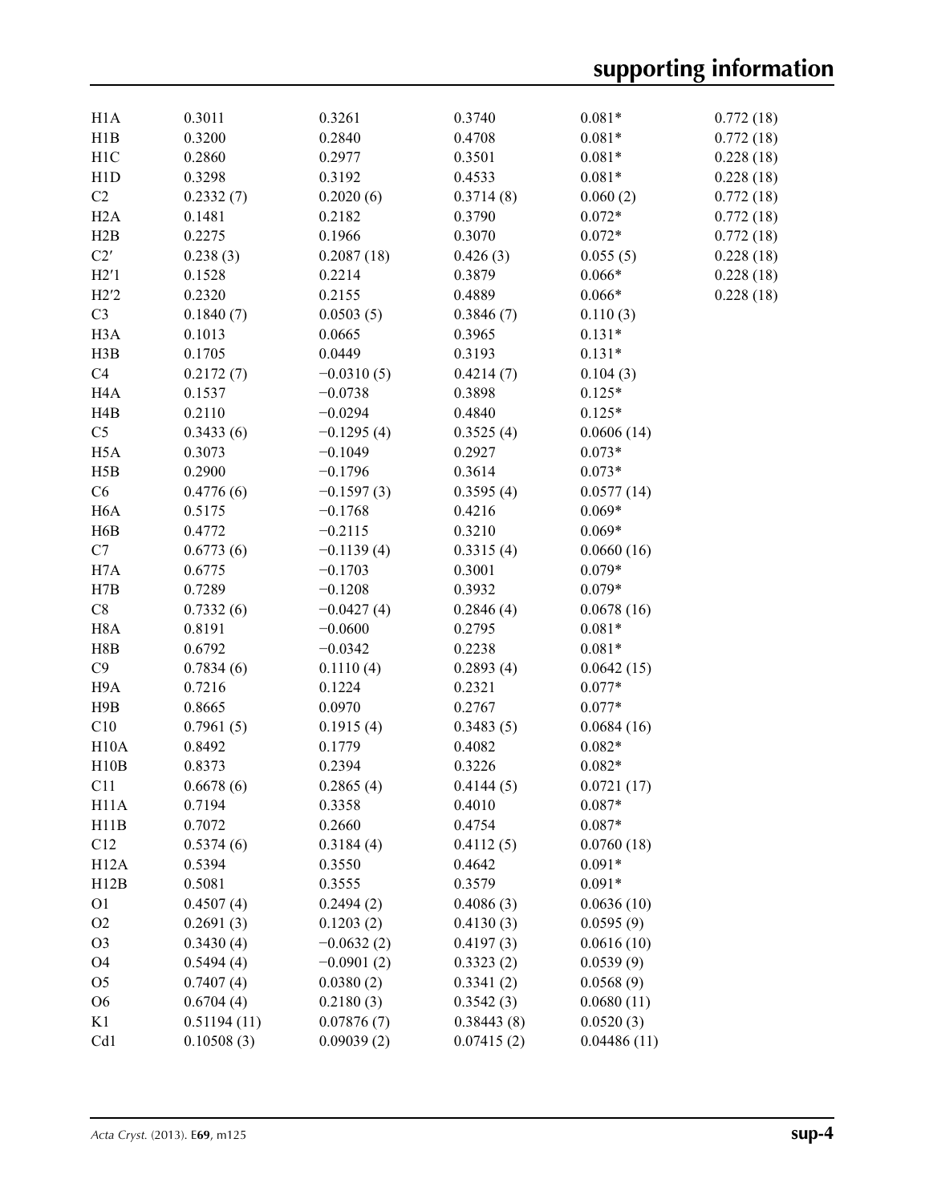| | | | | | |
|---|---|---|---|---|---|
| H1A | 0.3011 | 0.3261 | 0.3740 | 0.081* | 0.772 (18) |
| H1B | 0.3200 | 0.2840 | 0.4708 | 0.081* | 0.772 (18) |
| H1C | 0.2860 | 0.2977 | 0.3501 | 0.081* | 0.228 (18) |
| H1D | 0.3298 | 0.3192 | 0.4533 | 0.081* | 0.228 (18) |
| C2 | 0.2332 (7) | 0.2020 (6) | 0.3714 (8) | 0.060 (2) | 0.772 (18) |
| H2A | 0.1481 | 0.2182 | 0.3790 | 0.072* | 0.772 (18) |
| H2B | 0.2275 | 0.1966 | 0.3070 | 0.072* | 0.772 (18) |
| C2′ | 0.238 (3) | 0.2087 (18) | 0.426 (3) | 0.055 (5) | 0.228 (18) |
| H2′1 | 0.1528 | 0.2214 | 0.3879 | 0.066* | 0.228 (18) |
| H2′2 | 0.2320 | 0.2155 | 0.4889 | 0.066* | 0.228 (18) |
| C3 | 0.1840 (7) | 0.0503 (5) | 0.3846 (7) | 0.110 (3) | |
| H3A | 0.1013 | 0.0665 | 0.3965 | 0.131* | |
| H3B | 0.1705 | 0.0449 | 0.3193 | 0.131* | |
| C4 | 0.2172 (7) | −0.0310 (5) | 0.4214 (7) | 0.104 (3) | |
| H4A | 0.1537 | −0.0738 | 0.3898 | 0.125* | |
| H4B | 0.2110 | −0.0294 | 0.4840 | 0.125* | |
| C5 | 0.3433 (6) | −0.1295 (4) | 0.3525 (4) | 0.0606 (14) | |
| H5A | 0.3073 | −0.1049 | 0.2927 | 0.073* | |
| H5B | 0.2900 | −0.1796 | 0.3614 | 0.073* | |
| C6 | 0.4776 (6) | −0.1597 (3) | 0.3595 (4) | 0.0577 (14) | |
| H6A | 0.5175 | −0.1768 | 0.4216 | 0.069* | |
| H6B | 0.4772 | −0.2115 | 0.3210 | 0.069* | |
| C7 | 0.6773 (6) | −0.1139 (4) | 0.3315 (4) | 0.0660 (16) | |
| H7A | 0.6775 | −0.1703 | 0.3001 | 0.079* | |
| H7B | 0.7289 | −0.1208 | 0.3932 | 0.079* | |
| C8 | 0.7332 (6) | −0.0427 (4) | 0.2846 (4) | 0.0678 (16) | |
| H8A | 0.8191 | −0.0600 | 0.2795 | 0.081* | |
| H8B | 0.6792 | −0.0342 | 0.2238 | 0.081* | |
| C9 | 0.7834 (6) | 0.1110 (4) | 0.2893 (4) | 0.0642 (15) | |
| H9A | 0.7216 | 0.1224 | 0.2321 | 0.077* | |
| H9B | 0.8665 | 0.0970 | 0.2767 | 0.077* | |
| C10 | 0.7961 (5) | 0.1915 (4) | 0.3483 (5) | 0.0684 (16) | |
| H10A | 0.8492 | 0.1779 | 0.4082 | 0.082* | |
| H10B | 0.8373 | 0.2394 | 0.3226 | 0.082* | |
| C11 | 0.6678 (6) | 0.2865 (4) | 0.4144 (5) | 0.0721 (17) | |
| H11A | 0.7194 | 0.3358 | 0.4010 | 0.087* | |
| H11B | 0.7072 | 0.2660 | 0.4754 | 0.087* | |
| C12 | 0.5374 (6) | 0.3184 (4) | 0.4112 (5) | 0.0760 (18) | |
| H12A | 0.5394 | 0.3550 | 0.4642 | 0.091* | |
| H12B | 0.5081 | 0.3555 | 0.3579 | 0.091* | |
| O1 | 0.4507 (4) | 0.2494 (2) | 0.4086 (3) | 0.0636 (10) | |
| O2 | 0.2691 (3) | 0.1203 (2) | 0.4130 (3) | 0.0595 (9) | |
| O3 | 0.3430 (4) | −0.0632 (2) | 0.4197 (3) | 0.0616 (10) | |
| O4 | 0.5494 (4) | −0.0901 (2) | 0.3323 (2) | 0.0539 (9) | |
| O5 | 0.7407 (4) | 0.0380 (2) | 0.3341 (2) | 0.0568 (9) | |
| O6 | 0.6704 (4) | 0.2180 (3) | 0.3542 (3) | 0.0680 (11) | |
| K1 | 0.51194 (11) | 0.07876 (7) | 0.38443 (8) | 0.0520 (3) | |
| Cd1 | 0.10508 (3) | 0.09039 (2) | 0.07415 (2) | 0.04486 (11) | |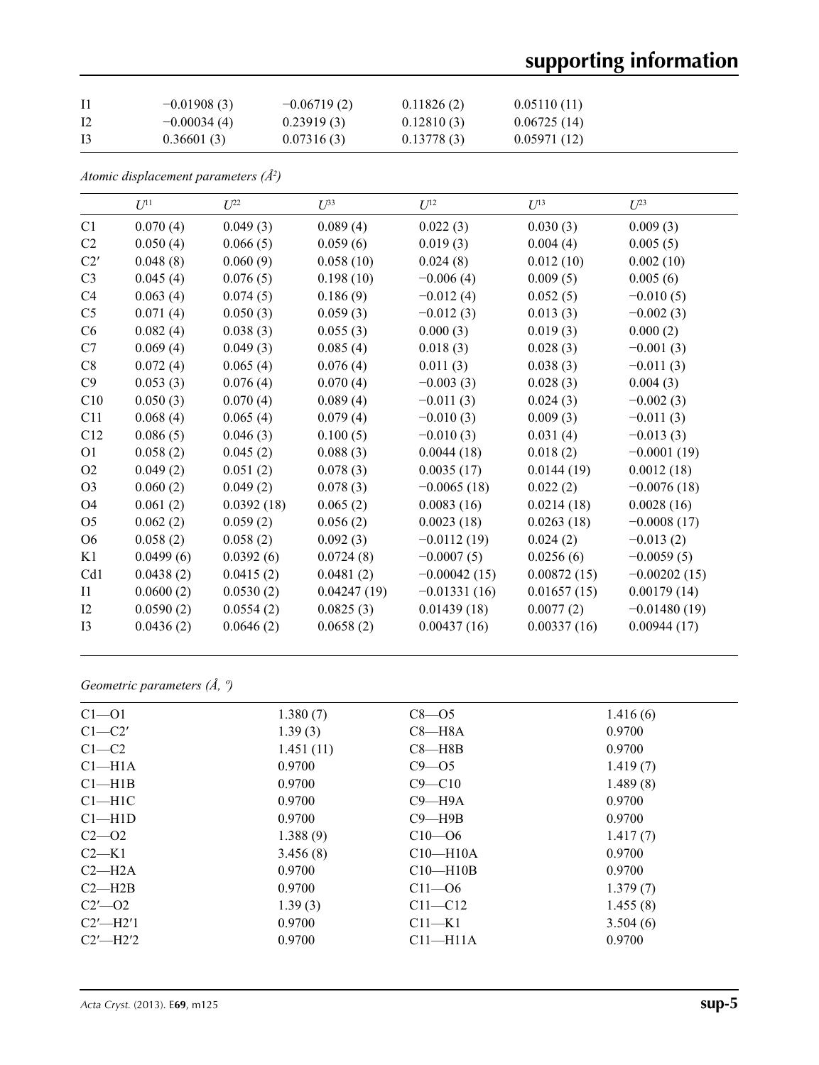| | | | | |
|---|---|---|---|---|
| I1 | −0.01908 (3) | −0.06719 (2) | 0.11826 (2) | 0.05110 (11) |
| I2 | −0.00034 (4) | 0.23919 (3) | 0.12810 (3) | 0.06725 (14) |
| I3 | 0.36601 (3) | 0.07316 (3) | 0.13778 (3) | 0.05971 (12) |

*Atomic displacement parameters ($Å^2$)*

| | $U^{11}$ | $U^{22}$ | $U^{33}$ | $U^{12}$ | $U^{13}$ | $U^{23}$ |
|---|---|---|---|---|---|---|
| C1 | 0.070 (4) | 0.049 (3) | 0.089 (4) | 0.022 (3) | 0.030 (3) | 0.009 (3) |
| C2 | 0.050 (4) | 0.066 (5) | 0.059 (6) | 0.019 (3) | 0.004 (4) | 0.005 (5) |
| C2′ | 0.048 (8) | 0.060 (9) | 0.058 (10) | 0.024 (8) | 0.012 (10) | 0.002 (10) |
| C3 | 0.045 (4) | 0.076 (5) | 0.198 (10) | −0.006 (4) | 0.009 (5) | 0.005 (6) |
| C4 | 0.063 (4) | 0.074 (5) | 0.186 (9) | −0.012 (4) | 0.052 (5) | −0.010 (5) |
| C5 | 0.071 (4) | 0.050 (3) | 0.059 (3) | −0.012 (3) | 0.013 (3) | −0.002 (3) |
| C6 | 0.082 (4) | 0.038 (3) | 0.055 (3) | 0.000 (3) | 0.019 (3) | 0.000 (2) |
| C7 | 0.069 (4) | 0.049 (3) | 0.085 (4) | 0.018 (3) | 0.028 (3) | −0.001 (3) |
| C8 | 0.072 (4) | 0.065 (4) | 0.076 (4) | 0.011 (3) | 0.038 (3) | −0.011 (3) |
| C9 | 0.053 (3) | 0.076 (4) | 0.070 (4) | −0.003 (3) | 0.028 (3) | 0.004 (3) |
| C10 | 0.050 (3) | 0.070 (4) | 0.089 (4) | −0.011 (3) | 0.024 (3) | −0.002 (3) |
| C11 | 0.068 (4) | 0.065 (4) | 0.079 (4) | −0.010 (3) | 0.009 (3) | −0.011 (3) |
| C12 | 0.086 (5) | 0.046 (3) | 0.100 (5) | −0.010 (3) | 0.031 (4) | −0.013 (3) |
| O1 | 0.058 (2) | 0.045 (2) | 0.088 (3) | 0.0044 (18) | 0.018 (2) | −0.0001 (19) |
| O2 | 0.049 (2) | 0.051 (2) | 0.078 (3) | 0.0035 (17) | 0.0144 (19) | 0.0012 (18) |
| O3 | 0.060 (2) | 0.049 (2) | 0.078 (3) | −0.0065 (18) | 0.022 (2) | −0.0076 (18) |
| O4 | 0.061 (2) | 0.0392 (18) | 0.065 (2) | 0.0083 (16) | 0.0214 (18) | 0.0028 (16) |
| O5 | 0.062 (2) | 0.059 (2) | 0.056 (2) | 0.0023 (18) | 0.0263 (18) | −0.0008 (17) |
| O6 | 0.058 (2) | 0.058 (2) | 0.092 (3) | −0.0112 (19) | 0.024 (2) | −0.013 (2) |
| K1 | 0.0499 (6) | 0.0392 (6) | 0.0724 (8) | −0.0007 (5) | 0.0256 (6) | −0.0059 (5) |
| Cd1 | 0.0438 (2) | 0.0415 (2) | 0.0481 (2) | −0.00042 (15) | 0.00872 (15) | −0.00202 (15) |
| I1 | 0.0600 (2) | 0.0530 (2) | 0.04247 (19) | −0.01331 (16) | 0.01657 (15) | 0.00179 (14) |
| I2 | 0.0590 (2) | 0.0554 (2) | 0.0825 (3) | 0.01439 (18) | 0.0077 (2) | −0.01480 (19) |
| I3 | 0.0436 (2) | 0.0646 (2) | 0.0658 (2) | 0.00437 (16) | 0.00337 (16) | 0.00944 (17) |

*Geometric parameters (Å, º)*

| | | | |
|---|---|---|---|
| C1—O1 | 1.380 (7) | C8—O5 | 1.416 (6) |
| C1—C2′ | 1.39 (3) | C8—H8A | 0.9700 |
| C1—C2 | 1.451 (11) | C8—H8B | 0.9700 |
| C1—H1A | 0.9700 | C9—O5 | 1.419 (7) |
| C1—H1B | 0.9700 | C9—C10 | 1.489 (8) |
| C1—H1C | 0.9700 | C9—H9A | 0.9700 |
| C1—H1D | 0.9700 | C9—H9B | 0.9700 |
| C2—O2 | 1.388 (9) | C10—O6 | 1.417 (7) |
| C2—K1 | 3.456 (8) | C10—H10A | 0.9700 |
| C2—H2A | 0.9700 | C10—H10B | 0.9700 |
| C2—H2B | 0.9700 | C11—O6 | 1.379 (7) |
| C2′—O2 | 1.39 (3) | C11—C12 | 1.455 (8) |
| C2′—H2′1 | 0.9700 | C11—K1 | 3.504 (6) |
| C2′—H2′2 | 0.9700 | C11—H11A | 0.9700 |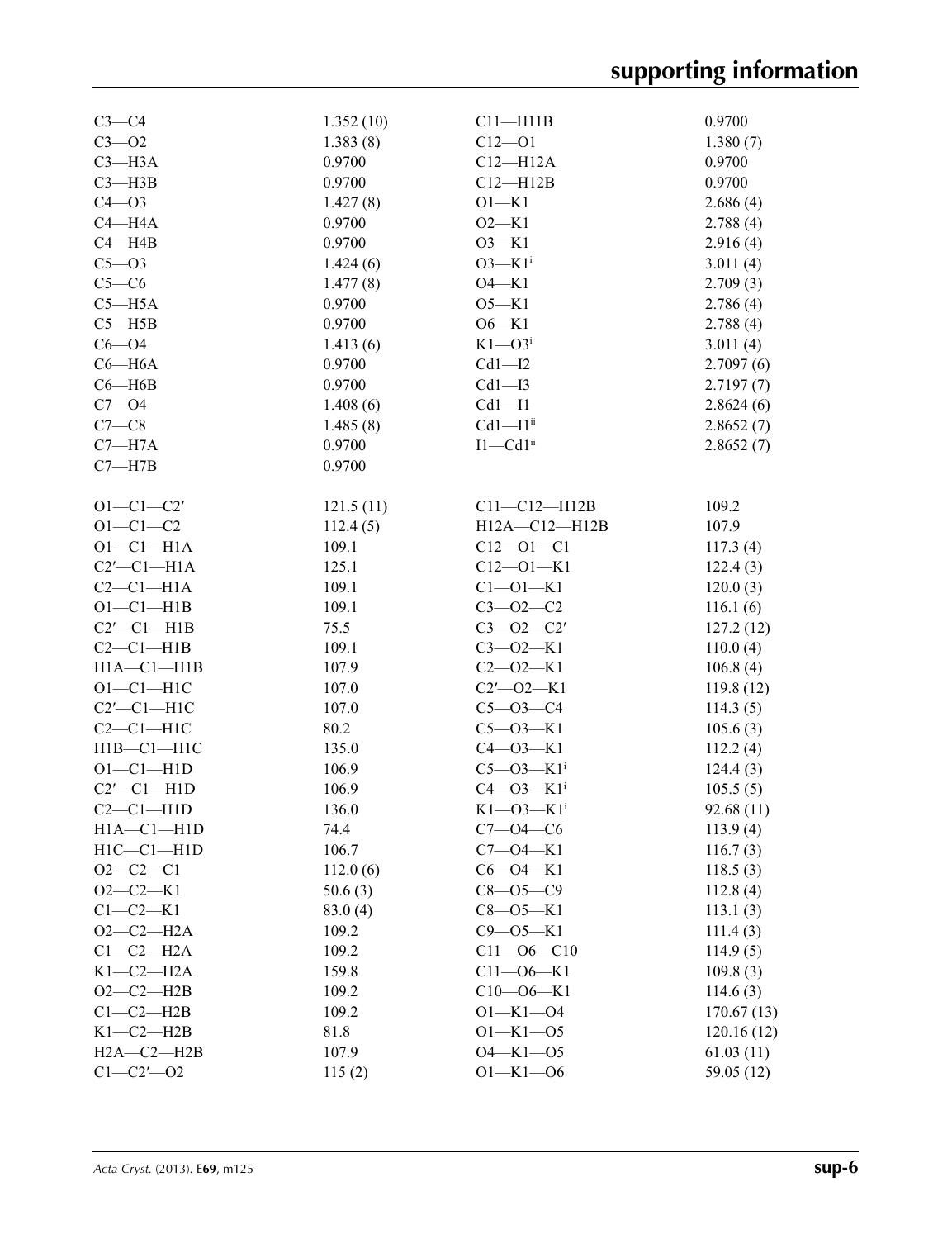| | | | |
|---|---|---|---|
| C3—C4 | 1.352 (10) | C11—H11B | 0.9700 |
| C3—O2 | 1.383 (8) | C12—O1 | 1.380 (7) |
| C3—H3A | 0.9700 | C12—H12A | 0.9700 |
| C3—H3B | 0.9700 | C12—H12B | 0.9700 |
| C4—O3 | 1.427 (8) | O1—K1 | 2.686 (4) |
| C4—H4A | 0.9700 | O2—K1 | 2.788 (4) |
| C4—H4B | 0.9700 | O3—K1 | 2.916 (4) |
| C5—O3 | 1.424 (6) | O3—K1$^{i}$ | 3.011 (4) |
| C5—C6 | 1.477 (8) | O4—K1 | 2.709 (3) |
| C5—H5A | 0.9700 | O5—K1 | 2.786 (4) |
| C5—H5B | 0.9700 | O6—K1 | 2.788 (4) |
| C6—O4 | 1.413 (6) | K1—O3$^{i}$ | 3.011 (4) |
| C6—H6A | 0.9700 | Cd1—I2 | 2.7097 (6) |
| C6—H6B | 0.9700 | Cd1—I3 | 2.7197 (7) |
| C7—O4 | 1.408 (6) | Cd1—I1 | 2.8624 (6) |
| C7—C8 | 1.485 (8) | Cd1—I1$^{ii}$ | 2.8652 (7) |
| C7—H7A | 0.9700 | I1—Cd1$^{ii}$ | 2.8652 (7) |
| C7—H7B | 0.9700 | | |
| | | | |
| O1—C1—C2′ | 121.5 (11) | C11—C12—H12B | 109.2 |
| O1—C1—C2 | 112.4 (5) | H12A—C12—H12B | 107.9 |
| O1—C1—H1A | 109.1 | C12—O1—C1 | 117.3 (4) |
| C2′—C1—H1A | 125.1 | C12—O1—K1 | 122.4 (3) |
| C2—C1—H1A | 109.1 | C1—O1—K1 | 120.0 (3) |
| O1—C1—H1B | 109.1 | C3—O2—C2 | 116.1 (6) |
| C2′—C1—H1B | 75.5 | C3—O2—C2′ | 127.2 (12) |
| C2—C1—H1B | 109.1 | C3—O2—K1 | 110.0 (4) |
| H1A—C1—H1B | 107.9 | C2—O2—K1 | 106.8 (4) |
| O1—C1—H1C | 107.0 | C2′—O2—K1 | 119.8 (12) |
| C2′—C1—H1C | 107.0 | C5—O3—C4 | 114.3 (5) |
| C2—C1—H1C | 80.2 | C5—O3—K1 | 105.6 (3) |
| H1B—C1—H1C | 135.0 | C4—O3—K1 | 112.2 (4) |
| O1—C1—H1D | 106.9 | C5—O3—K1$^{i}$ | 124.4 (3) |
| C2′—C1—H1D | 106.9 | C4—O3—K1$^{i}$ | 105.5 (5) |
| C2—C1—H1D | 136.0 | K1—O3—K1$^{i}$ | 92.68 (11) |
| H1A—C1—H1D | 74.4 | C7—O4—C6 | 113.9 (4) |
| H1C—C1—H1D | 106.7 | C7—O4—K1 | 116.7 (3) |
| O2—C2—C1 | 112.0 (6) | C6—O4—K1 | 118.5 (3) |
| O2—C2—K1 | 50.6 (3) | C8—O5—C9 | 112.8 (4) |
| C1—C2—K1 | 83.0 (4) | C8—O5—K1 | 113.1 (3) |
| O2—C2—H2A | 109.2 | C9—O5—K1 | 111.4 (3) |
| C1—C2—H2A | 109.2 | C11—O6—C10 | 114.9 (5) |
| K1—C2—H2A | 159.8 | C11—O6—K1 | 109.8 (3) |
| O2—C2—H2B | 109.2 | C10—O6—K1 | 114.6 (3) |
| C1—C2—H2B | 109.2 | O1—K1—O4 | 170.67 (13) |
| K1—C2—H2B | 81.8 | O1—K1—O5 | 120.16 (12) |
| H2A—C2—H2B | 107.9 | O4—K1—O5 | 61.03 (11) |
| C1—C2′—O2 | 115 (2) | O1—K1—O6 | 59.05 (12) |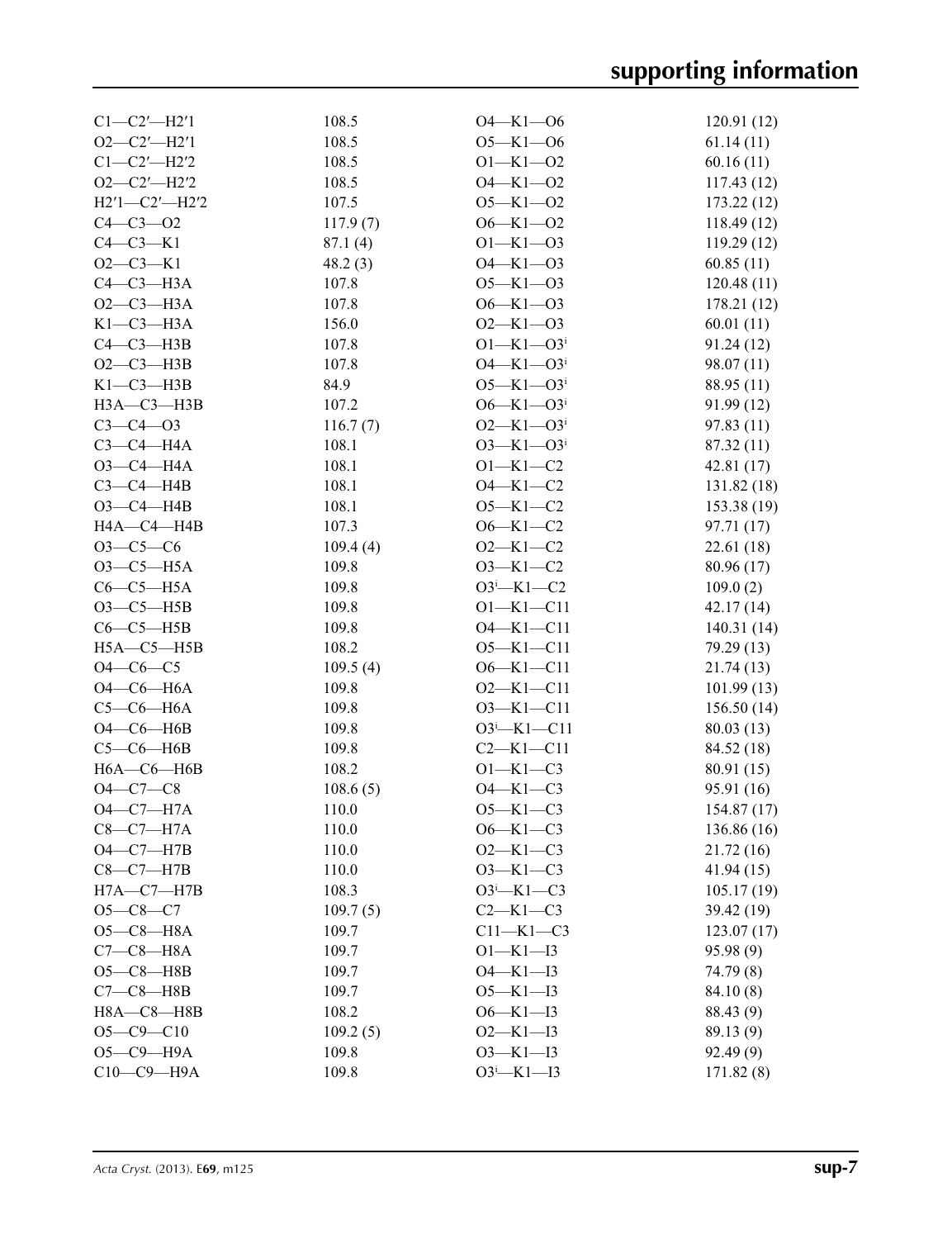| | | | |
|---|---|---|---|
| C1—C2′—H2′1 | 108.5 | O4—K1—O6 | 120.91 (12) |
| O2—C2′—H2′1 | 108.5 | O5—K1—O6 | 61.14 (11) |
| C1—C2′—H2′2 | 108.5 | O1—K1—O2 | 60.16 (11) |
| O2—C2′—H2′2 | 108.5 | O4—K1—O2 | 117.43 (12) |
| H2′1—C2′—H2′2 | 107.5 | O5—K1—O2 | 173.22 (12) |
| C4—C3—O2 | 117.9 (7) | O6—K1—O2 | 118.49 (12) |
| C4—C3—K1 | 87.1 (4) | O1—K1—O3 | 119.29 (12) |
| O2—C3—K1 | 48.2 (3) | O4—K1—O3 | 60.85 (11) |
| C4—C3—H3A | 107.8 | O5—K1—O3 | 120.48 (11) |
| O2—C3—H3A | 107.8 | O6—K1—O3 | 178.21 (12) |
| K1—C3—H3A | 156.0 | O2—K1—O3 | 60.01 (11) |
| C4—C3—H3B | 107.8 | O1—K1—O3$^{i}$ | 91.24 (12) |
| O2—C3—H3B | 107.8 | O4—K1—O3$^{i}$ | 98.07 (11) |
| K1—C3—H3B | 84.9 | O5—K1—O3$^{i}$ | 88.95 (11) |
| H3A—C3—H3B | 107.2 | O6—K1—O3$^{i}$ | 91.99 (12) |
| C3—C4—O3 | 116.7 (7) | O2—K1—O3$^{i}$ | 97.83 (11) |
| C3—C4—H4A | 108.1 | O3—K1—O3$^{i}$ | 87.32 (11) |
| O3—C4—H4A | 108.1 | O1—K1—C2 | 42.81 (17) |
| C3—C4—H4B | 108.1 | O4—K1—C2 | 131.82 (18) |
| O3—C4—H4B | 108.1 | O5—K1—C2 | 153.38 (19) |
| H4A—C4—H4B | 107.3 | O6—K1—C2 | 97.71 (17) |
| O3—C5—C6 | 109.4 (4) | O2—K1—C2 | 22.61 (18) |
| O3—C5—H5A | 109.8 | O3—K1—C2 | 80.96 (17) |
| C6—C5—H5A | 109.8 | O3$^{i}$—K1—C2 | 109.0 (2) |
| O3—C5—H5B | 109.8 | O1—K1—C11 | 42.17 (14) |
| C6—C5—H5B | 109.8 | O4—K1—C11 | 140.31 (14) |
| H5A—C5—H5B | 108.2 | O5—K1—C11 | 79.29 (13) |
| O4—C6—C5 | 109.5 (4) | O6—K1—C11 | 21.74 (13) |
| O4—C6—H6A | 109.8 | O2—K1—C11 | 101.99 (13) |
| C5—C6—H6A | 109.8 | O3—K1—C11 | 156.50 (14) |
| O4—C6—H6B | 109.8 | O3$^{i}$—K1—C11 | 80.03 (13) |
| C5—C6—H6B | 109.8 | C2—K1—C11 | 84.52 (18) |
| H6A—C6—H6B | 108.2 | O1—K1—C3 | 80.91 (15) |
| O4—C7—C8 | 108.6 (5) | O4—K1—C3 | 95.91 (16) |
| O4—C7—H7A | 110.0 | O5—K1—C3 | 154.87 (17) |
| C8—C7—H7A | 110.0 | O6—K1—C3 | 136.86 (16) |
| O4—C7—H7B | 110.0 | O2—K1—C3 | 21.72 (16) |
| C8—C7—H7B | 110.0 | O3—K1—C3 | 41.94 (15) |
| H7A—C7—H7B | 108.3 | O3$^{i}$—K1—C3 | 105.17 (19) |
| O5—C8—C7 | 109.7 (5) | C2—K1—C3 | 39.42 (19) |
| O5—C8—H8A | 109.7 | C11—K1—C3 | 123.07 (17) |
| C7—C8—H8A | 109.7 | O1—K1—I3 | 95.98 (9) |
| O5—C8—H8B | 109.7 | O4—K1—I3 | 74.79 (8) |
| C7—C8—H8B | 109.7 | O5—K1—I3 | 84.10 (8) |
| H8A—C8—H8B | 108.2 | O6—K1—I3 | 88.43 (9) |
| O5—C9—C10 | 109.2 (5) | O2—K1—I3 | 89.13 (9) |
| O5—C9—H9A | 109.8 | O3—K1—I3 | 92.49 (9) |
| C10—C9—H9A | 109.8 | O3$^{i}$—K1—I3 | 171.82 (8) |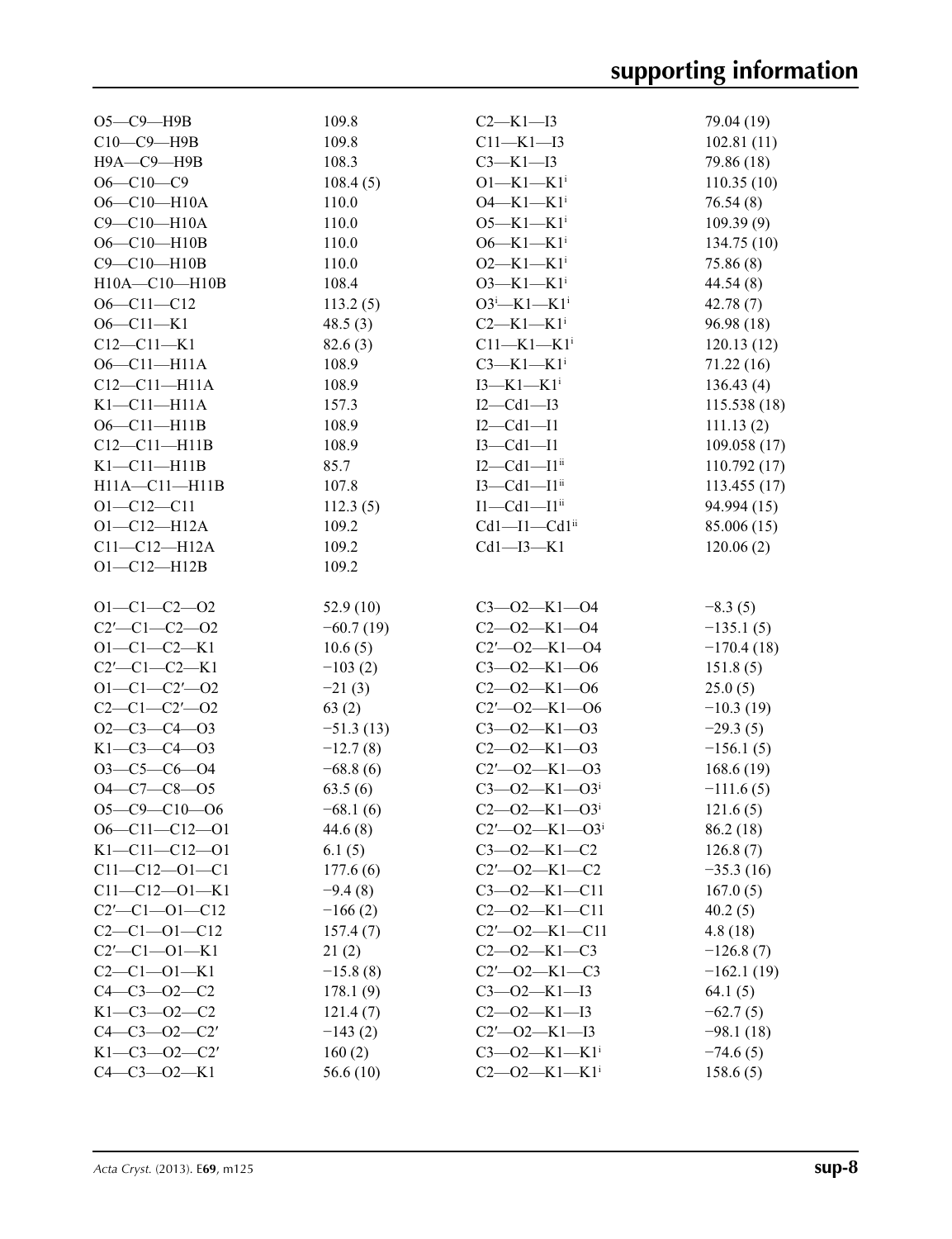| | | | |
|---|---|---|---|
| O5—C9—H9B | 109.8 | C2—K1—I3 | 79.04 (19) |
| C10—C9—H9B | 109.8 | C11—K1—I3 | 102.81 (11) |
| H9A—C9—H9B | 108.3 | C3—K1—I3 | 79.86 (18) |
| O6—C10—C9 | 108.4 (5) | O1—K1—K1[i] | 110.35 (10) |
| O6—C10—H10A | 110.0 | O4—K1—K1[i] | 76.54 (8) |
| C9—C10—H10A | 110.0 | O5—K1—K1[i] | 109.39 (9) |
| O6—C10—H10B | 110.0 | O6—K1—K1[i] | 134.75 (10) |
| C9—C10—H10B | 110.0 | O2—K1—K1[i] | 75.86 (8) |
| H10A—C10—H10B | 108.4 | O3—K1—K1[i] | 44.54 (8) |
| O6—C11—C12 | 113.2 (5) | O3[i]—K1—K1[i] | 42.78 (7) |
| O6—C11—K1 | 48.5 (3) | C2—K1—K1[i] | 96.98 (18) |
| C12—C11—K1 | 82.6 (3) | C11—K1—K1[i] | 120.13 (12) |
| O6—C11—H11A | 108.9 | C3—K1—K1[i] | 71.22 (16) |
| C12—C11—H11A | 108.9 | I3—K1—K1[i] | 136.43 (4) |
| K1—C11—H11A | 157.3 | I2—Cd1—I3 | 115.538 (18) |
| O6—C11—H11B | 108.9 | I2—Cd1—I1 | 111.13 (2) |
| C12—C11—H11B | 108.9 | I3—Cd1—I1 | 109.058 (17) |
| K1—C11—H11B | 85.7 | I2—Cd1—I1[ii] | 110.792 (17) |
| H11A—C11—H11B | 107.8 | I3—Cd1—I1[ii] | 113.455 (17) |
| O1—C12—C11 | 112.3 (5) | I1—Cd1—I1[ii] | 94.994 (15) |
| O1—C12—H12A | 109.2 | Cd1—I1—Cd1[ii] | 85.006 (15) |
| C11—C12—H12A | 109.2 | Cd1—I3—K1 | 120.06 (2) |
| O1—C12—H12B | 109.2 | | |
| | | | |
| O1—C1—C2—O2 | 52.9 (10) | C3—O2—K1—O4 | −8.3 (5) |
| C2′—C1—C2—O2 | −60.7 (19) | C2—O2—K1—O4 | −135.1 (5) |
| O1—C1—C2—K1 | 10.6 (5) | C2′—O2—K1—O4 | −170.4 (18) |
| C2′—C1—C2—K1 | −103 (2) | C3—O2—K1—O6 | 151.8 (5) |
| O1—C1—C2′—O2 | −21 (3) | C2—O2—K1—O6 | 25.0 (5) |
| C2—C1—C2′—O2 | 63 (2) | C2′—O2—K1—O6 | −10.3 (19) |
| O2—C3—C4—O3 | −51.3 (13) | C3—O2—K1—O3 | −29.3 (5) |
| K1—C3—C4—O3 | −12.7 (8) | C2—O2—K1—O3 | −156.1 (5) |
| O3—C5—C6—O4 | −68.8 (6) | C2′—O2—K1—O3 | 168.6 (19) |
| O4—C7—C8—O5 | 63.5 (6) | C3—O2—K1—O3[i] | −111.6 (5) |
| O5—C9—C10—O6 | −68.1 (6) | C2—O2—K1—O3[i] | 121.6 (5) |
| O6—C11—C12—O1 | 44.6 (8) | C2′—O2—K1—O3[i] | 86.2 (18) |
| K1—C11—C12—O1 | 6.1 (5) | C3—O2—K1—C2 | 126.8 (7) |
| C11—C12—O1—C1 | 177.6 (6) | C2′—O2—K1—C2 | −35.3 (16) |
| C11—C12—O1—K1 | −9.4 (8) | C3—O2—K1—C11 | 167.0 (5) |
| C2′—C1—O1—C12 | −166 (2) | C2—O2—K1—C11 | 40.2 (5) |
| C2—C1—O1—C12 | 157.4 (7) | C2′—O2—K1—C11 | 4.8 (18) |
| C2′—C1—O1—K1 | 21 (2) | C2—O2—K1—C3 | −126.8 (7) |
| C2—C1—O1—K1 | −15.8 (8) | C2′—O2—K1—C3 | −162.1 (19) |
| C4—C3—O2—C2 | 178.1 (9) | C3—O2—K1—I3 | 64.1 (5) |
| K1—C3—O2—C2 | 121.4 (7) | C2—O2—K1—I3 | −62.7 (5) |
| C4—C3—O2—C2′ | −143 (2) | C2′—O2—K1—I3 | −98.1 (18) |
| K1—C3—O2—C2′ | 160 (2) | C3—O2—K1—K1[i] | −74.6 (5) |
| C4—C3—O2—K1 | 56.6 (10) | C2—O2—K1—K1[i] | 158.6 (5) |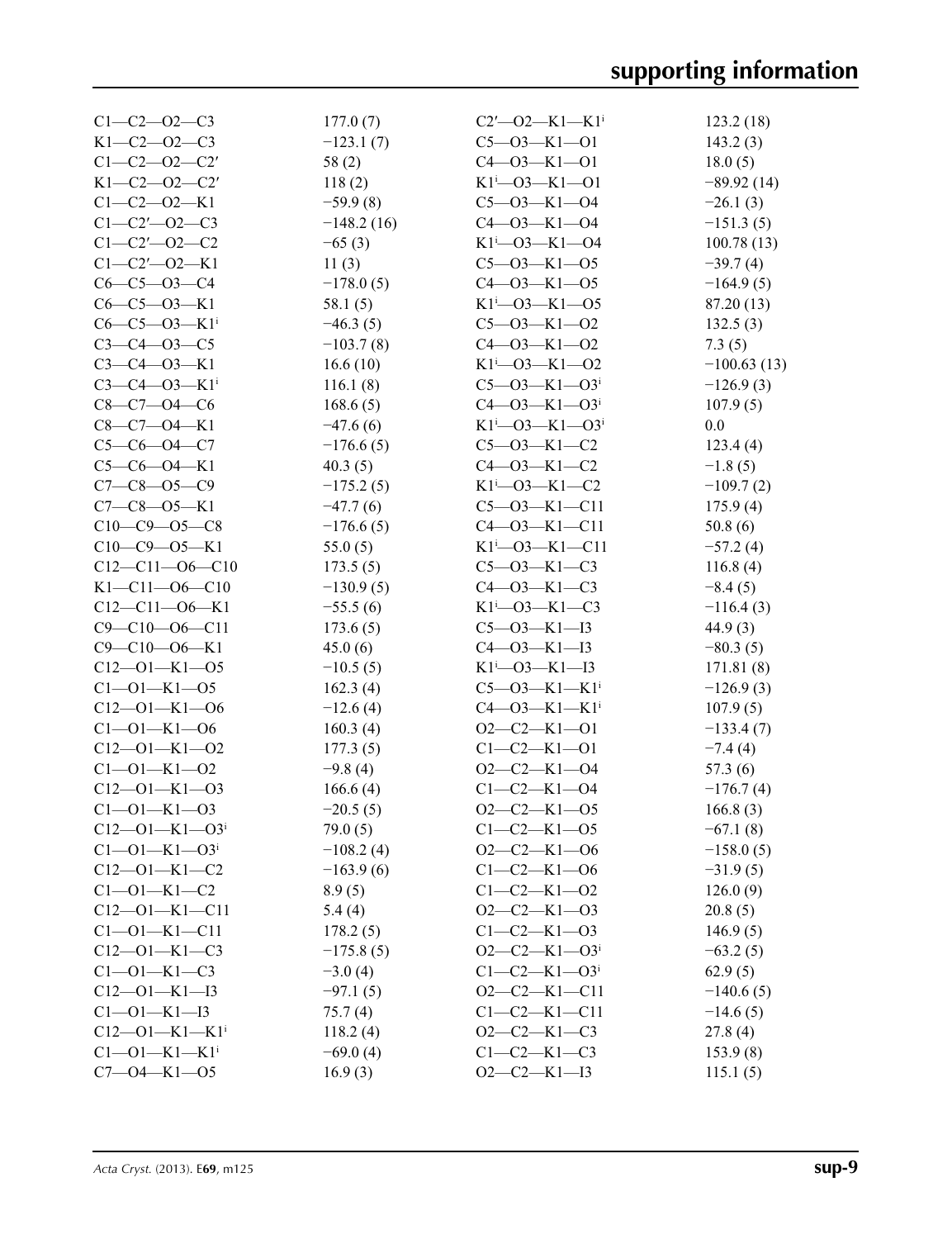| | | | |
|---|---|---|---|
| C1—C2—O2—C3 | 177.0 (7) | C2′—O2—K1—K1$^{i}$ | 123.2 (18) |
| K1—C2—O2—C3 | −123.1 (7) | C5—O3—K1—O1 | 143.2 (3) |
| C1—C2—O2—C2′ | 58 (2) | C4—O3—K1—O1 | 18.0 (5) |
| K1—C2—O2—C2′ | 118 (2) | K1$^{i}$—O3—K1—O1 | −89.92 (14) |
| C1—C2—O2—K1 | −59.9 (8) | C5—O3—K1—O4 | −26.1 (3) |
| C1—C2′—O2—C3 | −148.2 (16) | C4—O3—K1—O4 | −151.3 (5) |
| C1—C2′—O2—C2 | −65 (3) | K1$^{i}$—O3—K1—O4 | 100.78 (13) |
| C1—C2′—O2—K1 | 11 (3) | C5—O3—K1—O5 | −39.7 (4) |
| C6—C5—O3—C4 | −178.0 (5) | C4—O3—K1—O5 | −164.9 (5) |
| C6—C5—O3—K1 | 58.1 (5) | K1$^{i}$—O3—K1—O5 | 87.20 (13) |
| C6—C5—O3—K1$^{i}$ | −46.3 (5) | C5—O3—K1—O2 | 132.5 (3) |
| C3—C4—O3—C5 | −103.7 (8) | C4—O3—K1—O2 | 7.3 (5) |
| C3—C4—O3—K1 | 16.6 (10) | K1$^{i}$—O3—K1—O2 | −100.63 (13) |
| C3—C4—O3—K1$^{i}$ | 116.1 (8) | C5—O3—K1—O3$^{i}$ | −126.9 (3) |
| C8—C7—O4—C6 | 168.6 (5) | C4—O3—K1—O3$^{i}$ | 107.9 (5) |
| C8—C7—O4—K1 | −47.6 (6) | K1$^{i}$—O3—K1—O3$^{i}$ | 0.0 |
| C5—C6—O4—C7 | −176.6 (5) | C5—O3—K1—C2 | 123.4 (4) |
| C5—C6—O4—K1 | 40.3 (5) | C4—O3—K1—C2 | −1.8 (5) |
| C7—C8—O5—C9 | −175.2 (5) | K1$^{i}$—O3—K1—C2 | −109.7 (2) |
| C7—C8—O5—K1 | −47.7 (6) | C5—O3—K1—C11 | 175.9 (4) |
| C10—C9—O5—C8 | −176.6 (5) | C4—O3—K1—C11 | 50.8 (6) |
| C10—C9—O5—K1 | 55.0 (5) | K1$^{i}$—O3—K1—C11 | −57.2 (4) |
| C12—C11—O6—C10 | 173.5 (5) | C5—O3—K1—C3 | 116.8 (4) |
| K1—C11—O6—C10 | −130.9 (5) | C4—O3—K1—C3 | −8.4 (5) |
| C12—C11—O6—K1 | −55.5 (6) | K1$^{i}$—O3—K1—C3 | −116.4 (3) |
| C9—C10—O6—C11 | 173.6 (5) | C5—O3—K1—I3 | 44.9 (3) |
| C9—C10—O6—K1 | 45.0 (6) | C4—O3—K1—I3 | −80.3 (5) |
| C12—O1—K1—O5 | −10.5 (5) | K1$^{i}$—O3—K1—I3 | 171.81 (8) |
| C1—O1—K1—O5 | 162.3 (4) | C5—O3—K1—K1$^{i}$ | −126.9 (3) |
| C12—O1—K1—O6 | −12.6 (4) | C4—O3—K1—K1$^{i}$ | 107.9 (5) |
| C1—O1—K1—O6 | 160.3 (4) | O2—C2—K1—O1 | −133.4 (7) |
| C12—O1—K1—O2 | 177.3 (5) | C1—C2—K1—O1 | −7.4 (4) |
| C1—O1—K1—O2 | −9.8 (4) | O2—C2—K1—O4 | 57.3 (6) |
| C12—O1—K1—O3 | 166.6 (4) | C1—C2—K1—O4 | −176.7 (4) |
| C1—O1—K1—O3 | −20.5 (5) | O2—C2—K1—O5 | 166.8 (3) |
| C12—O1—K1—O3$^{i}$ | 79.0 (5) | C1—C2—K1—O5 | −67.1 (8) |
| C1—O1—K1—O3$^{i}$ | −108.2 (4) | O2—C2—K1—O6 | −158.0 (5) |
| C12—O1—K1—C2 | −163.9 (6) | C1—C2—K1—O6 | −31.9 (5) |
| C1—O1—K1—C2 | 8.9 (5) | C1—C2—K1—O2 | 126.0 (9) |
| C12—O1—K1—C11 | 5.4 (4) | O2—C2—K1—O3 | 20.8 (5) |
| C1—O1—K1—C11 | 178.2 (5) | C1—C2—K1—O3 | 146.9 (5) |
| C12—O1—K1—C3 | −175.8 (5) | O2—C2—K1—O3$^{i}$ | −63.2 (5) |
| C1—O1—K1—C3 | −3.0 (4) | C1—C2—K1—O3$^{i}$ | 62.9 (5) |
| C12—O1—K1—I3 | −97.1 (5) | O2—C2—K1—C11 | −140.6 (5) |
| C1—O1—K1—I3 | 75.7 (4) | C1—C2—K1—C11 | −14.6 (5) |
| C12—O1—K1—K1$^{i}$ | 118.2 (4) | O2—C2—K1—C3 | 27.8 (4) |
| C1—O1—K1—K1$^{i}$ | −69.0 (4) | C1—C2—K1—C3 | 153.9 (8) |
| C7—O4—K1—O5 | 16.9 (3) | O2—C2—K1—I3 | 115.1 (5) |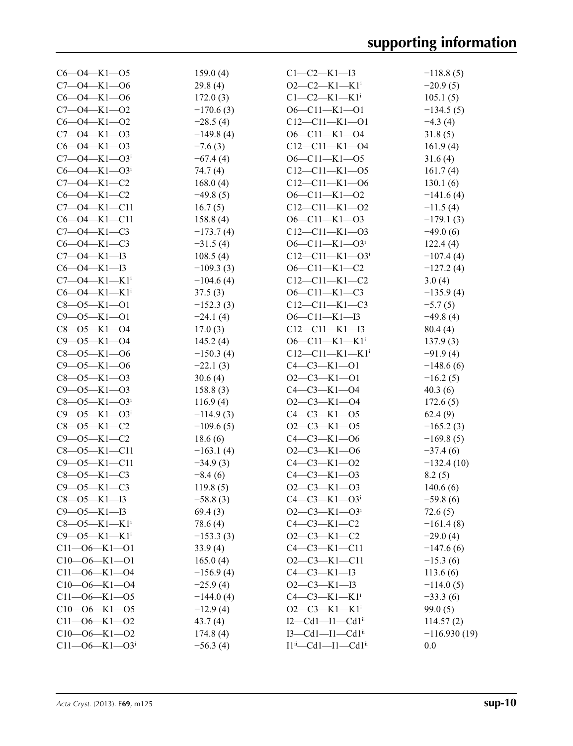| | | | |
|---|---|---|---|
| C6—O4—K1—O5 | 159.0 (4) | C1—C2—K1—I3 | −118.8 (5) |
| C7—O4—K1—O6 | 29.8 (4) | O2—C2—K1—K1$^{i}$ | −20.9 (5) |
| C6—O4—K1—O6 | 172.0 (3) | C1—C2—K1—K1$^{i}$ | 105.1 (5) |
| C7—O4—K1—O2 | −170.6 (3) | O6—C11—K1—O1 | −134.5 (5) |
| C6—O4—K1—O2 | −28.5 (4) | C12—C11—K1—O1 | −4.3 (4) |
| C7—O4—K1—O3 | −149.8 (4) | O6—C11—K1—O4 | 31.8 (5) |
| C6—O4—K1—O3 | −7.6 (3) | C12—C11—K1—O4 | 161.9 (4) |
| C7—O4—K1—O3$^{i}$ | −67.4 (4) | O6—C11—K1—O5 | 31.6 (4) |
| C6—O4—K1—O3$^{i}$ | 74.7 (4) | C12—C11—K1—O5 | 161.7 (4) |
| C7—O4—K1—C2 | 168.0 (4) | C12—C11—K1—O6 | 130.1 (6) |
| C6—O4—K1—C2 | −49.8 (5) | O6—C11—K1—O2 | −141.6 (4) |
| C7—O4—K1—C11 | 16.7 (5) | C12—C11—K1—O2 | −11.5 (4) |
| C6—O4—K1—C11 | 158.8 (4) | O6—C11—K1—O3 | −179.1 (3) |
| C7—O4—K1—C3 | −173.7 (4) | C12—C11—K1—O3 | −49.0 (6) |
| C6—O4—K1—C3 | −31.5 (4) | O6—C11—K1—O3$^{i}$ | 122.4 (4) |
| C7—O4—K1—I3 | 108.5 (4) | C12—C11—K1—O3$^{i}$ | −107.4 (4) |
| C6—O4—K1—I3 | −109.3 (3) | O6—C11—K1—C2 | −127.2 (4) |
| C7—O4—K1—K1$^{i}$ | −104.6 (4) | C12—C11—K1—C2 | 3.0 (4) |
| C6—O4—K1—K1$^{i}$ | 37.5 (3) | O6—C11—K1—C3 | −135.9 (4) |
| C8—O5—K1—O1 | −152.3 (3) | C12—C11—K1—C3 | −5.7 (5) |
| C9—O5—K1—O1 | −24.1 (4) | O6—C11—K1—I3 | −49.8 (4) |
| C8—O5—K1—O4 | 17.0 (3) | C12—C11—K1—I3 | 80.4 (4) |
| C9—O5—K1—O4 | 145.2 (4) | O6—C11—K1—K1$^{i}$ | 137.9 (3) |
| C8—O5—K1—O6 | −150.3 (4) | C12—C11—K1—K1$^{i}$ | −91.9 (4) |
| C9—O5—K1—O6 | −22.1 (3) | C4—C3—K1—O1 | −148.6 (6) |
| C8—O5—K1—O3 | 30.6 (4) | O2—C3—K1—O1 | −16.2 (5) |
| C9—O5—K1—O3 | 158.8 (3) | C4—C3—K1—O4 | 40.3 (6) |
| C8—O5—K1—O3$^{i}$ | 116.9 (4) | O2—C3—K1—O4 | 172.6 (5) |
| C9—O5—K1—O3$^{i}$ | −114.9 (3) | C4—C3—K1—O5 | 62.4 (9) |
| C8—O5—K1—C2 | −109.6 (5) | O2—C3—K1—O5 | −165.2 (3) |
| C9—O5—K1—C2 | 18.6 (6) | C4—C3—K1—O6 | −169.8 (5) |
| C8—O5—K1—C11 | −163.1 (4) | O2—C3—K1—O6 | −37.4 (6) |
| C9—O5—K1—C11 | −34.9 (3) | C4—C3—K1—O2 | −132.4 (10) |
| C8—O5—K1—C3 | −8.4 (6) | C4—C3—K1—O3 | 8.2 (5) |
| C9—O5—K1—C3 | 119.8 (5) | O2—C3—K1—O3 | 140.6 (6) |
| C8—O5—K1—I3 | −58.8 (3) | C4—C3—K1—O3$^{i}$ | −59.8 (6) |
| C9—O5—K1—I3 | 69.4 (3) | O2—C3—K1—O3$^{i}$ | 72.6 (5) |
| C8—O5—K1—K1$^{i}$ | 78.6 (4) | C4—C3—K1—C2 | −161.4 (8) |
| C9—O5—K1—K1$^{i}$ | −153.3 (3) | O2—C3—K1—C2 | −29.0 (4) |
| C11—O6—K1—O1 | 33.9 (4) | C4—C3—K1—C11 | −147.6 (6) |
| C10—O6—K1—O1 | 165.0 (4) | O2—C3—K1—C11 | −15.3 (6) |
| C11—O6—K1—O4 | −156.9 (4) | C4—C3—K1—I3 | 113.6 (6) |
| C10—O6—K1—O4 | −25.9 (4) | O2—C3—K1—I3 | −114.0 (5) |
| C11—O6—K1—O5 | −144.0 (4) | C4—C3—K1—K1$^{i}$ | −33.3 (6) |
| C10—O6—K1—O5 | −12.9 (4) | O2—C3—K1—K1$^{i}$ | 99.0 (5) |
| C11—O6—K1—O2 | 43.7 (4) | I2—Cd1—I1—Cd1$^{ii}$ | 114.57 (2) |
| C10—O6—K1—O2 | 174.8 (4) | I3—Cd1—I1—Cd1$^{ii}$ | −116.930 (19) |
| C11—O6—K1—O3$^{i}$ | −56.3 (4) | I1$^{ii}$—Cd1—I1—Cd1$^{ii}$ | 0.0 |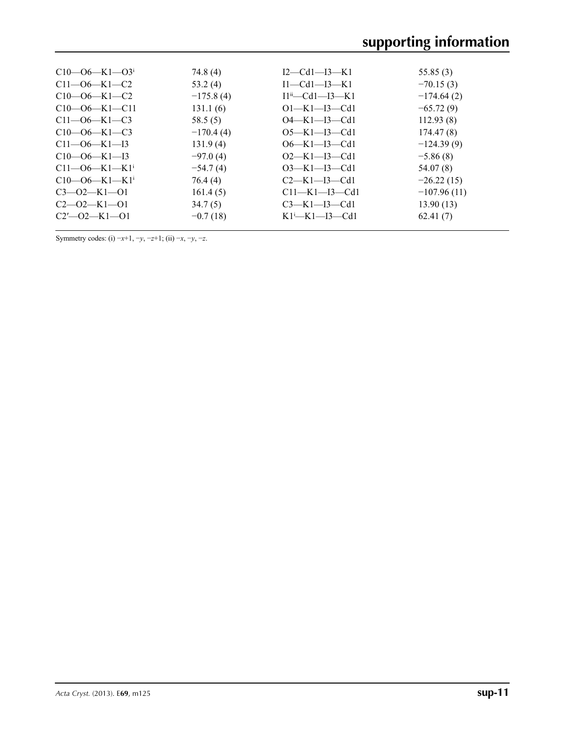| | | | |
|---|---|---|---|
| C10—O6—K1—O3$^{i}$ | 74.8 (4) | I2—Cd1—I3—K1 | 55.85 (3) |
| C11—O6—K1—C2 | 53.2 (4) | I1—Cd1—I3—K1 | −70.15 (3) |
| C10—O6—K1—C2 | −175.8 (4) | I1$^{ii}$—Cd1—I3—K1 | −174.64 (2) |
| C10—O6—K1—C11 | 131.1 (6) | O1—K1—I3—Cd1 | −65.72 (9) |
| C11—O6—K1—C3 | 58.5 (5) | O4—K1—I3—Cd1 | 112.93 (8) |
| C10—O6—K1—C3 | −170.4 (4) | O5—K1—I3—Cd1 | 174.47 (8) |
| C11—O6—K1—I3 | 131.9 (4) | O6—K1—I3—Cd1 | −124.39 (9) |
| C10—O6—K1—I3 | −97.0 (4) | O2—K1—I3—Cd1 | −5.86 (8) |
| C11—O6—K1—K1$^{i}$ | −54.7 (4) | O3—K1—I3—Cd1 | 54.07 (8) |
| C10—O6—K1—K1$^{i}$ | 76.4 (4) | C2—K1—I3—Cd1 | −26.22 (15) |
| C3—O2—K1—O1 | 161.4 (5) | C11—K1—I3—Cd1 | −107.96 (11) |
| C2—O2—K1—O1 | 34.7 (5) | C3—K1—I3—Cd1 | 13.90 (13) |
| C2′—O2—K1—O1 | −0.7 (18) | K1$^{i}$—K1—I3—Cd1 | 62.41 (7) |

Symmetry codes: (i) $-x+1, -y, -z+1$; (ii) $-x, -y, -z$.